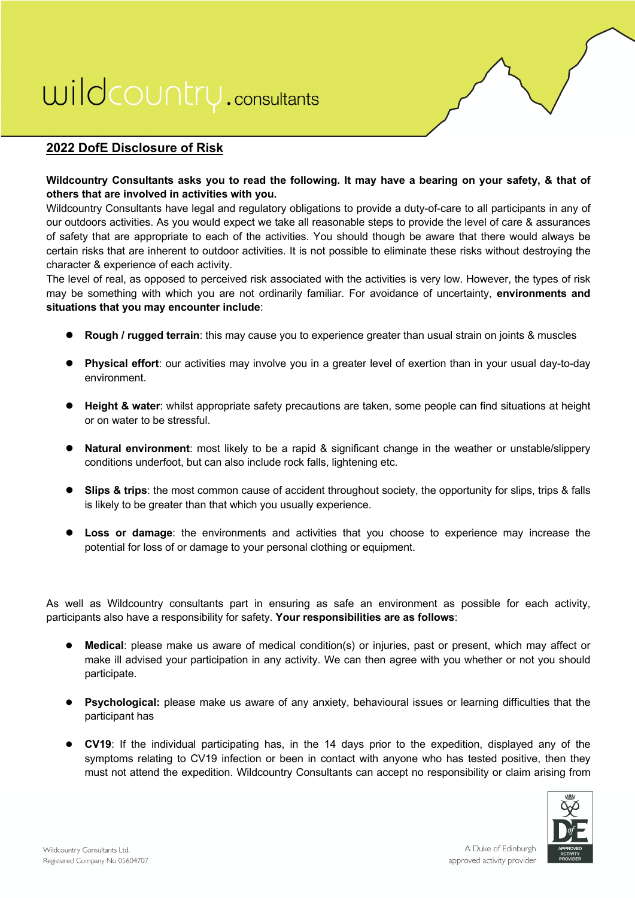# 2022 DofE Disclosure of Risk

**Wildcountry Consultants asks you to read the following. It may have a bearing on your safety, & that of others that are involved in activities with you.**

Wildcountry Consultants have legal and regulatory obligations to provide a duty-of-care to all participants in any of our outdoors activities. As you would expect we take all reasonable steps to provide the level of care & assurances of safety that are appropriate to each of the activities. You should though be aware that there would always be certain risks that are inherent to outdoor activities. It is not possible to eliminate these risks without destroying the character & experience of each activity.

The level of real, as opposed to perceived risk associated with the activities is very low. However, the types of risk may be something with which you are not ordinarily familiar. For avoidance of uncertainty, **environments and situations that you may encounter include**:

- **Rough / rugged terrain**: this may cause you to experience greater than usual strain on joints & muscles
- **Physical effort**: our activities may involve you in a greater level of exertion than in your usual day-to-day environment.
- **Height & water**: whilst appropriate safety precautions are taken, some people can find situations at height or on water to be stressful.
- **Natural environment**: most likely to be a rapid & significant change in the weather or unstable/slippery conditions underfoot, but can also include rock falls, lightening etc.
- **Slips & trips**: the most common cause of accident throughout society, the opportunity for slips, trips & falls is likely to be greater than that which you usually experience.
- **Loss or damage**: the environments and activities that you choose to experience may increase the potential for loss of or damage to your personal clothing or equipment.

As well as Wildcountry consultants part in ensuring as safe an environment as possible for each activity, participants also have a responsibility for safety. **Your responsibilities are as follows**:

- **Medical**: please make us aware of medical condition(s) or injuries, past or present, which may affect or make ill advised your participation in any activity. We can then agree with you whether or not you should participate.
- **Psychological:** please make us aware of any anxiety, behavioural issues or learning difficulties that the participant has
- **CV19**: If the individual participating has, in the 14 days prior to the expedition, displayed any of the symptoms relating to CV19 infection or been in contact with anyone who has tested positive, then they must not attend the expedition. Wildcountry Consultants can accept no responsibility or claim arising from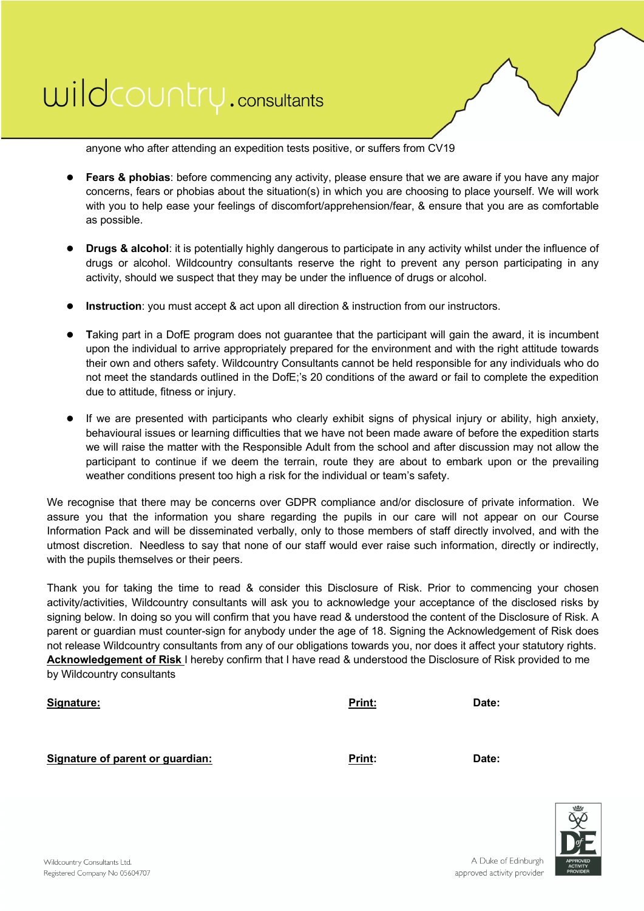anyone who after attending an expedition tests positive, or suffers from CV19

- **Fears & phobias**: before commencing any activity, please ensure that we are aware if you have any major concerns, fears or phobias about the situation(s) in which you are choosing to place yourself. We will work with you to help ease your feelings of discomfort/apprehension/fear, & ensure that you are as comfortable as possible.

- **Drugs & alcohol**: it is potentially highly dangerous to participate in any activity whilst under the influence of drugs or alcohol. Wildcountry consultants reserve the right to prevent any person participating in any activity, should we suspect that they may be under the influence of drugs or alcohol.

- **Instruction**: you must accept & act upon all direction & instruction from our instructors.

- **T**aking part in a DofE program does not guarantee that the participant will gain the award, it is incumbent upon the individual to arrive appropriately prepared for the environment and with the right attitude towards their own and others safety. Wildcountry Consultants cannot be held responsible for any individuals who do not meet the standards outlined in the DofE;'s 20 conditions of the award or fail to complete the expedition due to attitude, fitness or injury.

- If we are presented with participants who clearly exhibit signs of physical injury or ability, high anxiety, behavioural issues or learning difficulties that we have not been made aware of before the expedition starts we will raise the matter with the Responsible Adult from the school and after discussion may not allow the participant to continue if we deem the terrain, route they are about to embark upon or the prevailing weather conditions present too high a risk for the individual or team's safety.

We recognise that there may be concerns over GDPR compliance and/or disclosure of private information. We assure you that the information you share regarding the pupils in our care will not appear on our Course Information Pack and will be disseminated verbally, only to those members of staff directly involved, and with the utmost discretion. Needless to say that none of our staff would ever raise such information, directly or indirectly, with the pupils themselves or their peers.

Thank you for taking the time to read & consider this Disclosure of Risk. Prior to commencing your chosen activity/activities, Wildcountry consultants will ask you to acknowledge your acceptance of the disclosed risks by signing below. In doing so you will confirm that you have read & understood the content of the Disclosure of Risk. A parent or guardian must counter-sign for anybody under the age of 18. Signing the Acknowledgement of Risk does not release Wildcountry consultants from any of our obligations towards you, nor does it affect your statutory rights.
**Acknowledgement of Risk** I hereby confirm that I have read & understood the Disclosure of Risk provided to me by Wildcountry consultants

**Signature:** **Print:** **Date:**

**Signature of parent or guardian:** **Print:** **Date:**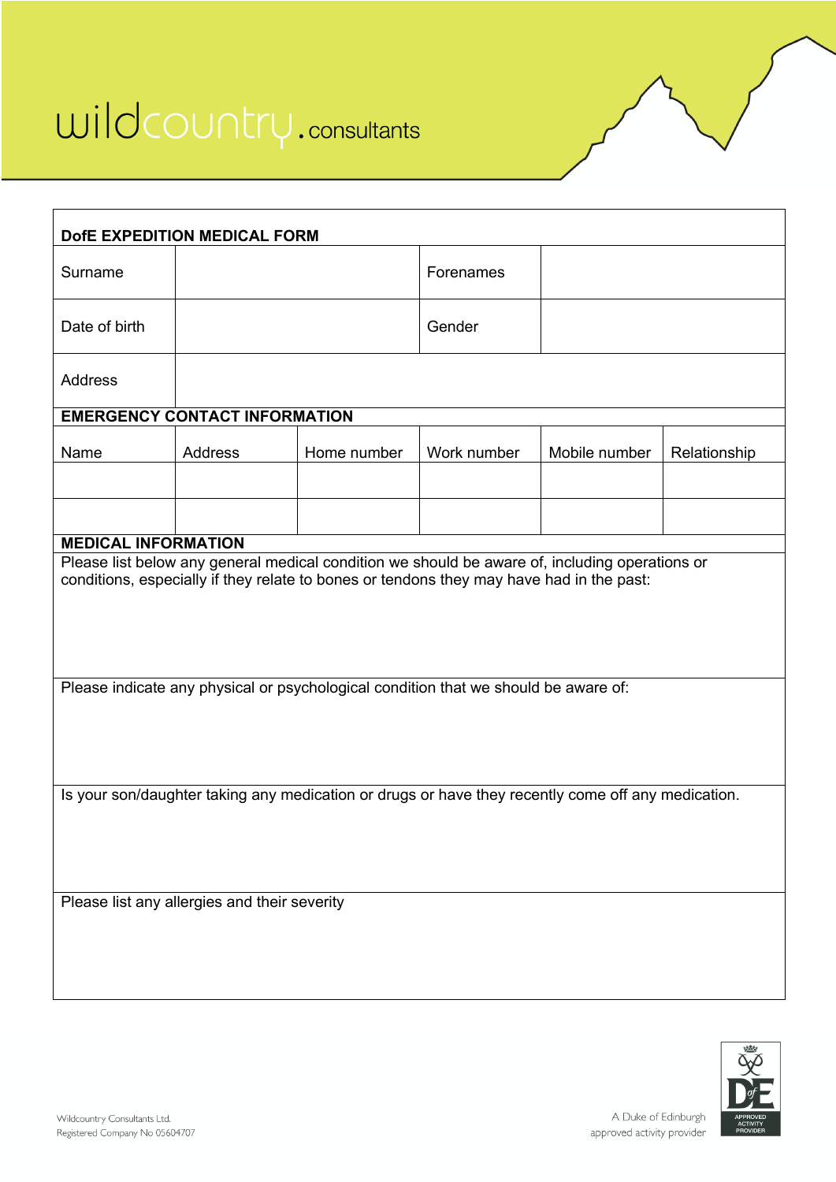wildcountry.consultants

## DofE EXPEDITION MEDICAL FORM

| Surname | | Forenames | |
|---|---|---|---|
| Date of birth | | Gender | |
| Address | | | |

**EMERGENCY CONTACT INFORMATION**

| Name | Address | Home number | Work number | Mobile number | Relationship |
|---|---|---|---|---|---|
| | | | | | |
| | | | | | |

**MEDICAL INFORMATION**

Please list below any general medical condition we should be aware of, including operations or conditions, especially if they relate to bones or tendons they may have had in the past:

Please indicate any physical or psychological condition that we should be aware of:

Is your son/daughter taking any medication or drugs or have they recently come off any medication.

Please list any allergies and their severity

Wildcountry Consultants Ltd.
Registered Company No 05604707

A Duke of Edinburgh approved activity provider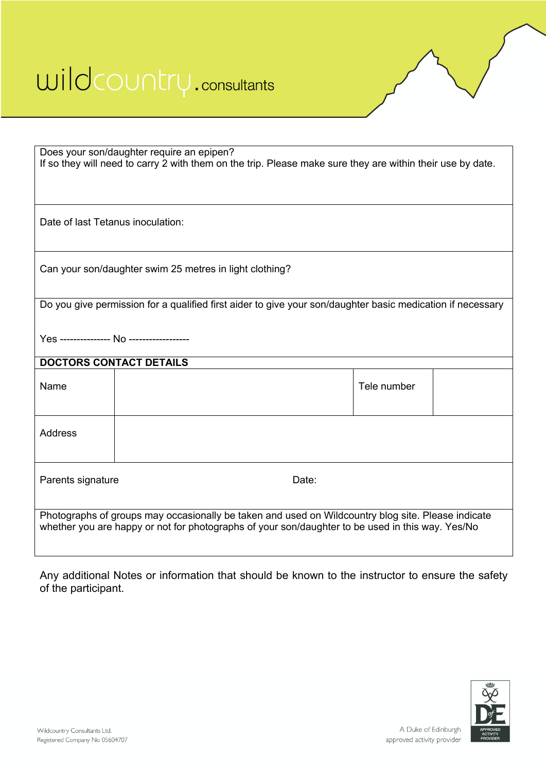wildcountry.consultants

| | | | |
|---|---|---|---|
| Does your son/daughter require an epipen?<br>If so they will need to carry 2 with them on the trip. Please make sure they are within their use by date. | | | |
| Date of last Tetanus inoculation: | | | |
| Can your son/daughter swim 25 metres in light clothing? | | | |
| Do you give permission for a qualified first aider to give your son/daughter basic medication if necessary<br><br>Yes --------------- No ------------------ | | | |
| **DOCTORS CONTACT DETAILS** | | | |
| Name | | Tele number | |
| Address | | | |
| Parents signature | | Date: | |
| Photographs of groups may occasionally be taken and used on Wildcountry blog site. Please indicate whether you are happy or not for photographs of your son/daughter to be used in this way. Yes/No | | | |

Any additional Notes or information that should be known to the instructor to ensure the safety of the participant.

Wildcountry Consultants Ltd.
Registered Company No 05604707

A Duke of Edinburgh approved activity provider

DofE APPROVED ACTIVITY PROVIDER